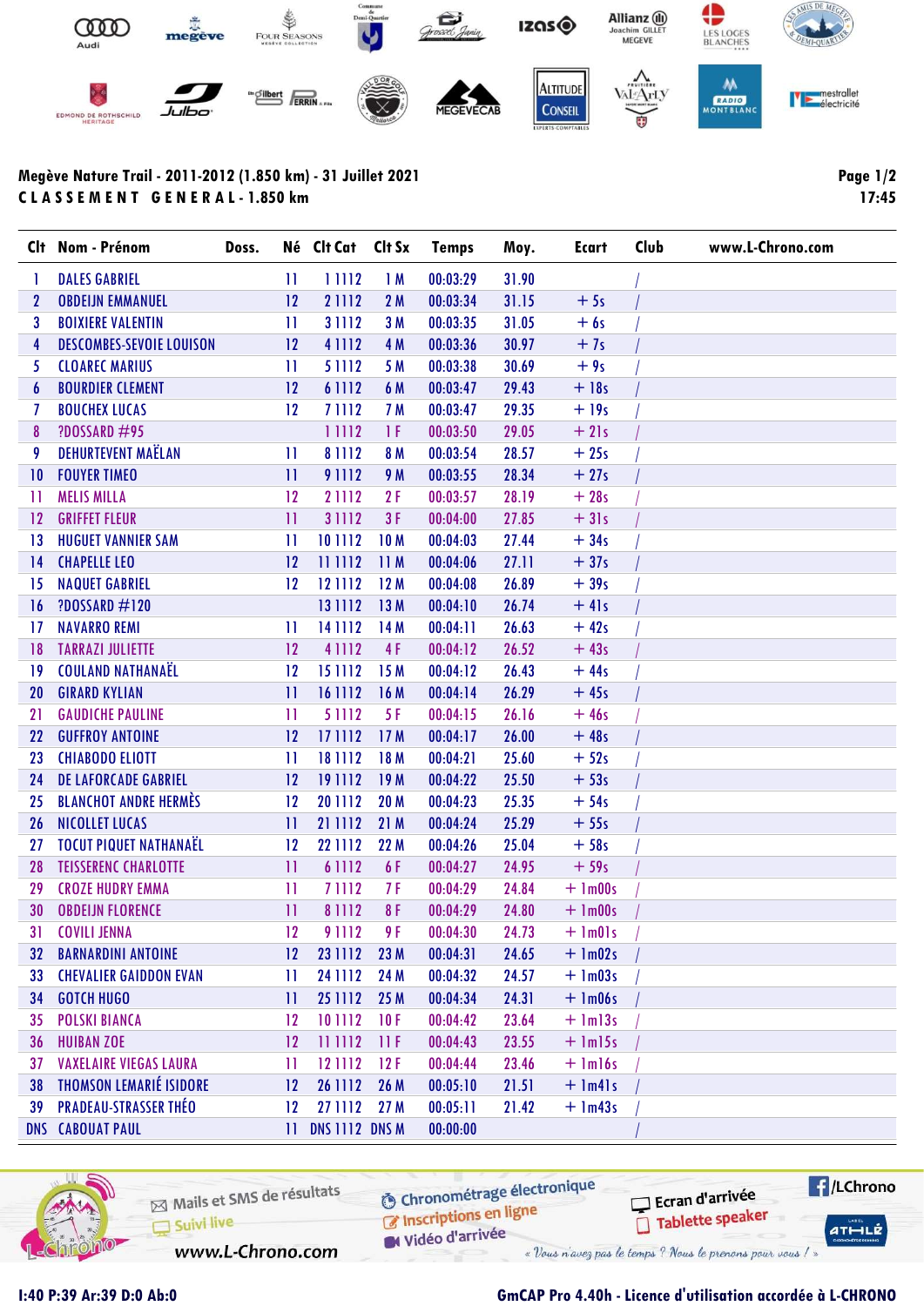**Megève Nature Trail - 2011-2012 (1.850 km) - 31 Juillet 2021**

**C L A S S E M E N T   G E N E R A L - 1.850 km**

17:45

| Clt | Nom - Prénom | Doss. | Né | Clt Cat | Clt Sx | Temps | Moy. | Ecart | Club | www.L-Chrono.com |
|---|---|---|---|---|---|---|---|---|---|---|
| 1 | DALES GABRIEL | | 11 | 1 1112 | 1 M | 00:03:29 | 31.90 | | / | |
| 2 | OBDEIJN EMMANUEL | | 12 | 2 1112 | 2 M | 00:03:34 | 31.15 | + 5s | / | |
| 3 | BOIXIERE VALENTIN | | 11 | 3 1112 | 3 M | 00:03:35 | 31.05 | + 6s | / | |
| 4 | DESCOMBES-SEVOIE LOUISON | | 12 | 4 1112 | 4 M | 00:03:36 | 30.97 | + 7s | / | |
| 5 | CLOAREC MARIUS | | 11 | 5 1112 | 5 M | 00:03:38 | 30.69 | + 9s | / | |
| 6 | BOURDIER CLEMENT | | 12 | 6 1112 | 6 M | 00:03:47 | 29.43 | + 18s | / | |
| 7 | BOUCHEX LUCAS | | 12 | 7 1112 | 7 M | 00:03:47 | 29.35 | + 19s | / | |
| 8 | ?DOSSARD #95 | | | 1 1112 | 1 F | 00:03:50 | 29.05 | + 21s | / | |
| 9 | DEHURTEVENT MAËLAN | | 11 | 8 1112 | 8 M | 00:03:54 | 28.57 | + 25s | / | |
| 10 | FOUYER TIMEO | | 11 | 9 1112 | 9 M | 00:03:55 | 28.34 | + 27s | / | |
| 11 | MELIS MILLA | | 12 | 2 1112 | 2 F | 00:03:57 | 28.19 | + 28s | / | |
| 12 | GRIFFET FLEUR | | 11 | 3 1112 | 3 F | 00:04:00 | 27.85 | + 31s | / | |
| 13 | HUGUET VANNIER SAM | | 11 | 10 1112 | 10 M | 00:04:03 | 27.44 | + 34s | / | |
| 14 | CHAPELLE LEO | | 12 | 11 1112 | 11 M | 00:04:06 | 27.11 | + 37s | / | |
| 15 | NAQUET GABRIEL | | 12 | 12 1112 | 12 M | 00:04:08 | 26.89 | + 39s | / | |
| 16 | ?DOSSARD #120 | | | 13 1112 | 13 M | 00:04:10 | 26.74 | + 41s | / | |
| 17 | NAVARRO REMI | | 11 | 14 1112 | 14 M | 00:04:11 | 26.63 | + 42s | / | |
| 18 | TARRAZI JULIETTE | | 12 | 4 1112 | 4 F | 00:04:12 | 26.52 | + 43s | / | |
| 19 | COULAND NATHANAËL | | 12 | 15 1112 | 15 M | 00:04:12 | 26.43 | + 44s | / | |
| 20 | GIRARD KYLIAN | | 11 | 16 1112 | 16 M | 00:04:14 | 26.29 | + 45s | / | |
| 21 | GAUDICHE PAULINE | | 11 | 5 1112 | 5 F | 00:04:15 | 26.16 | + 46s | / | |
| 22 | GUFFROY ANTOINE | | 12 | 17 1112 | 17 M | 00:04:17 | 26.00 | + 48s | / | |
| 23 | CHIABODO ELIOTT | | 11 | 18 1112 | 18 M | 00:04:21 | 25.60 | + 52s | / | |
| 24 | DE LAFORCADE GABRIEL | | 12 | 19 1112 | 19 M | 00:04:22 | 25.50 | + 53s | / | |
| 25 | BLANCHOT ANDRE HERMÈS | | 12 | 20 1112 | 20 M | 00:04:23 | 25.35 | + 54s | / | |
| 26 | NICOLLET LUCAS | | 11 | 21 1112 | 21 M | 00:04:24 | 25.29 | + 55s | / | |
| 27 | TOCUT PIQUET NATHANAËL | | 12 | 22 1112 | 22 M | 00:04:26 | 25.04 | + 58s | / | |
| 28 | TEISSERENC CHARLOTTE | | 11 | 6 1112 | 6 F | 00:04:27 | 24.95 | + 59s | / | |
| 29 | CROZE HUDRY EMMA | | 11 | 7 1112 | 7 F | 00:04:29 | 24.84 | + 1m00s | / | |
| 30 | OBDEIJN FLORENCE | | 11 | 8 1112 | 8 F | 00:04:29 | 24.80 | + 1m00s | / | |
| 31 | COVILI JENNA | | 12 | 9 1112 | 9 F | 00:04:30 | 24.73 | + 1m01s | / | |
| 32 | BARNARDINI ANTOINE | | 12 | 23 1112 | 23 M | 00:04:31 | 24.65 | + 1m02s | / | |
| 33 | CHEVALIER GAIDDON EVAN | | 11 | 24 1112 | 24 M | 00:04:32 | 24.57 | + 1m03s | / | |
| 34 | GOTCH HUGO | | 11 | 25 1112 | 25 M | 00:04:34 | 24.31 | + 1m06s | / | |
| 35 | POLSKI BIANCA | | 12 | 10 1112 | 10 F | 00:04:42 | 23.64 | + 1m13s | / | |
| 36 | HUIBAN ZOE | | 12 | 11 1112 | 11 F | 00:04:43 | 23.55 | + 1m15s | / | |
| 37 | VAXELAIRE VIEGAS LAURA | | 11 | 12 1112 | 12 F | 00:04:44 | 23.46 | + 1m16s | / | |
| 38 | THOMSON LEMARIÉ ISIDORE | | 12 | 26 1112 | 26 M | 00:05:10 | 21.51 | + 1m41s | / | |
| 39 | PRADEAU-STRASSER THÉO | | 12 | 27 1112 | 27 M | 00:05:11 | 21.42 | + 1m43s | / | |
| DNS | CABOUAT PAUL | | 11 | DNS 1112 | DNS M | 00:00:00 | | | / | |

I:40 P:39 Ar:39 D:0 Ab:0

GmCAP Pro 4.40h - Licence d'utilisation accordée à L-CHRONO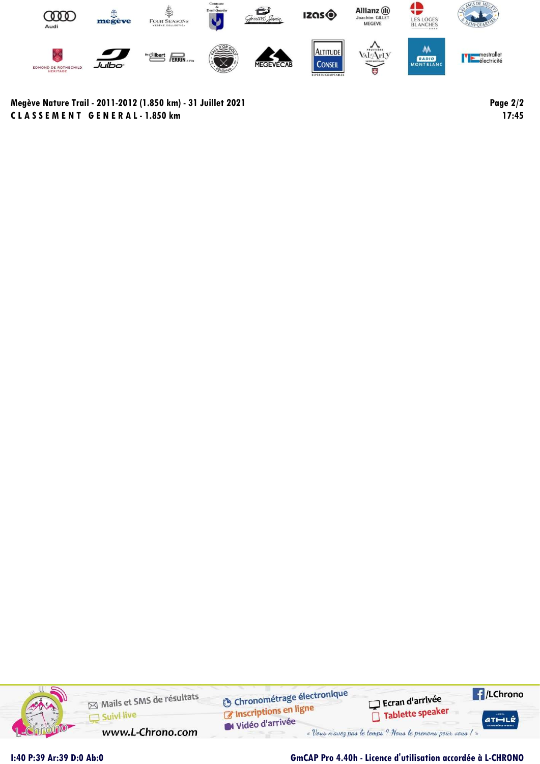Megève Nature Trail - 2011-2012 (1.850 km) - 31 Juillet 2021

CLASSEMENT GENERAL - 1.850 km

17:45

I:40 P:39 Ar:39 D:0 Ab:0

GmCAP Pro 4.40h - Licence d'utilisation accordée à L-CHRONO